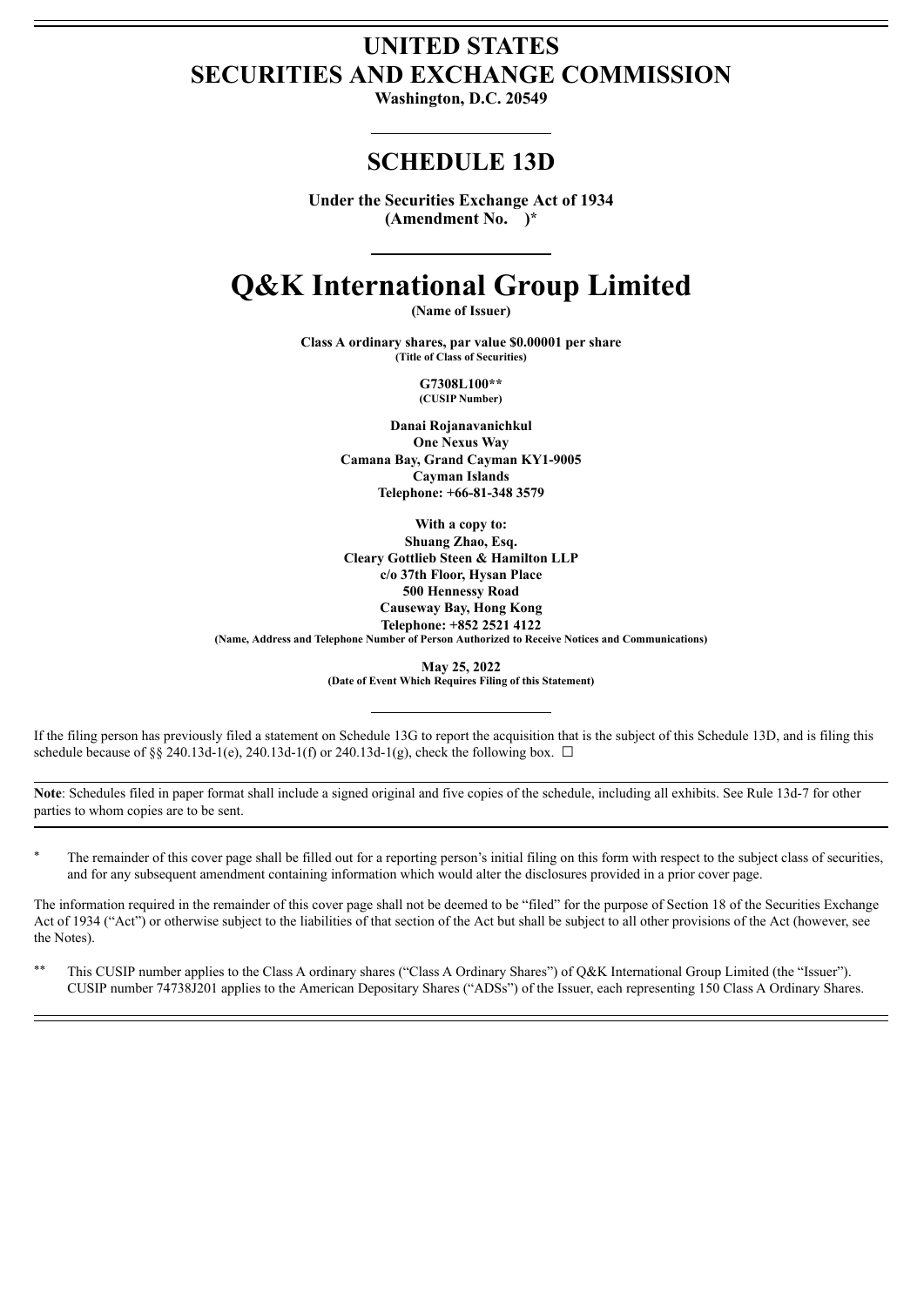# UNITED STATES
# SECURITIES AND EXCHANGE COMMISSION

**Washington, D.C. 20549**

## SCHEDULE 13D

**Under the Securities Exchange Act of 1934**
**(Amendment No. )***

# Q&K International Group Limited

**(Name of Issuer)**

**Class A ordinary shares, par value $0.00001 per share**
**(Title of Class of Securities)**

**G7308L100****
**(CUSIP Number)**

**Danai Rojanavanichkul**
**One Nexus Way**
**Camana Bay, Grand Cayman KY1-9005**
**Cayman Islands**
**Telephone: +66-81-348 3579**

**With a copy to:**
**Shuang Zhao, Esq.**
**Cleary Gottlieb Steen & Hamilton LLP**
**c/o 37th Floor, Hysan Place**
**500 Hennessy Road**
**Causeway Bay, Hong Kong**
**Telephone: +852 2521 4122**
**(Name, Address and Telephone Number of Person Authorized to Receive Notices and Communications)**

**May 25, 2022**
**(Date of Event Which Requires Filing of this Statement)**

If the filing person has previously filed a statement on Schedule 13G to report the acquisition that is the subject of this Schedule 13D, and is filing this schedule because of §§ 240.13d-1(e), 240.13d-1(f) or 240.13d-1(g), check the following box. ☐

**Note**: Schedules filed in paper format shall include a signed original and five copies of the schedule, including all exhibits. See Rule 13d-7 for other parties to whom copies are to be sent.

\* The remainder of this cover page shall be filled out for a reporting person's initial filing on this form with respect to the subject class of securities, and for any subsequent amendment containing information which would alter the disclosures provided in a prior cover page.

The information required in the remainder of this cover page shall not be deemed to be "filed" for the purpose of Section 18 of the Securities Exchange Act of 1934 ("Act") or otherwise subject to the liabilities of that section of the Act but shall be subject to all other provisions of the Act (however, see the Notes).

\*\* This CUSIP number applies to the Class A ordinary shares ("Class A Ordinary Shares") of Q&K International Group Limited (the "Issuer"). CUSIP number 74738J201 applies to the American Depositary Shares ("ADSs") of the Issuer, each representing 150 Class A Ordinary Shares.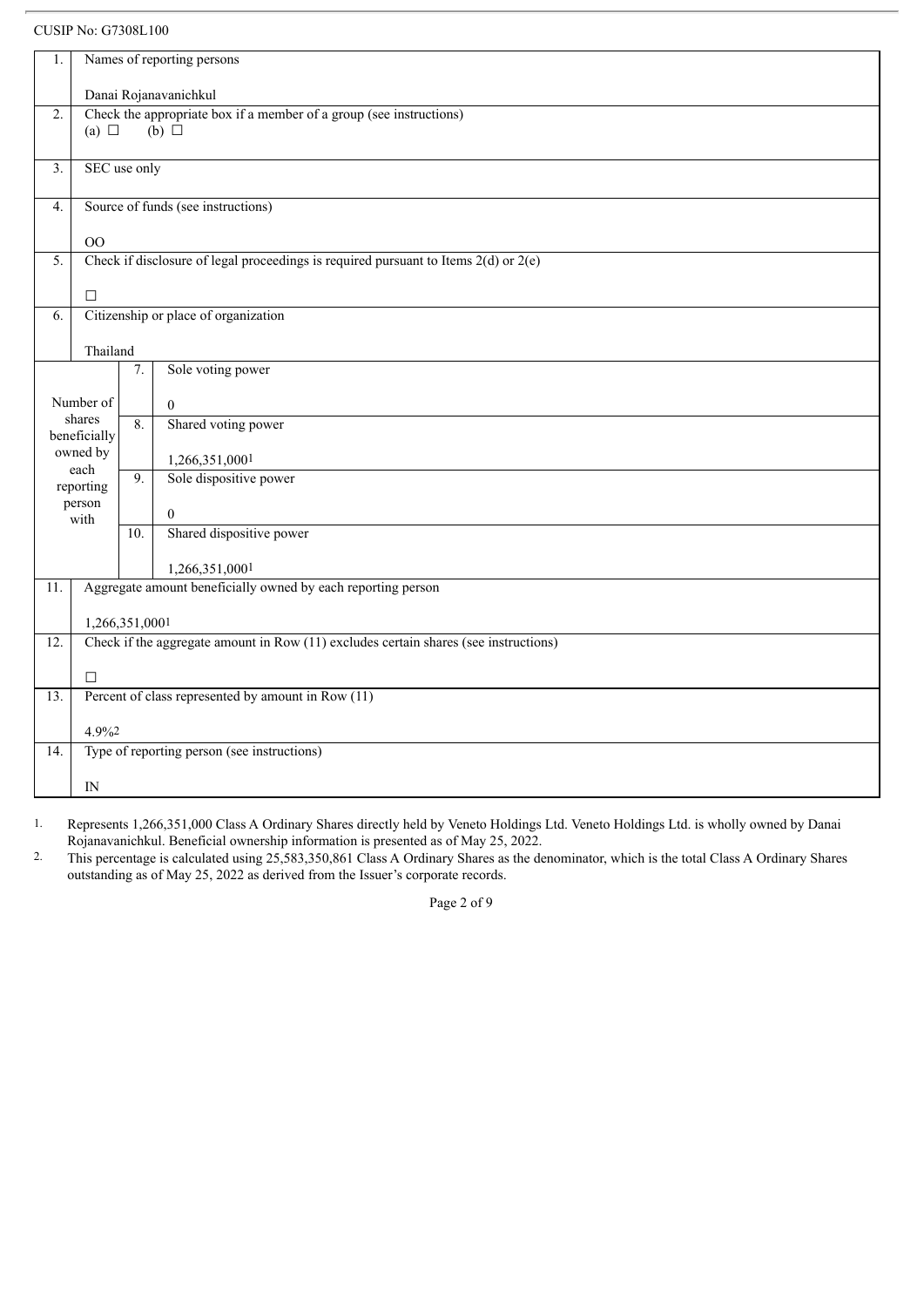CUSIP No: G7308L100

| | | | |
|---|---|---|---|
| 1. | Names of reporting persons<br><br>Danai Rojanavanichkul | | |
| 2. | Check the appropriate box if a member of a group (see instructions)<br>(a) ☐ (b) ☐ | | |
| 3. | SEC use only | | |
| 4. | Source of funds (see instructions)<br><br>OO | | |
| 5. | Check if disclosure of legal proceedings is required pursuant to Items 2(d) or 2(e)<br><br>☐ | | |
| 6. | Citizenship or place of organization<br><br>Thailand | | |
| Number of shares beneficially owned by each reporting person with | | 7. | Sole voting power<br><br>0 |
| | | 8. | Shared voting power<br><br>1,266,351,000[1] |
| | | 9. | Sole dispositive power<br><br>0 |
| | | 10. | Shared dispositive power<br><br>1,266,351,000[1] |
| 11. | Aggregate amount beneficially owned by each reporting person<br><br>1,266,351,000[1] | | |
| 12. | Check if the aggregate amount in Row (11) excludes certain shares (see instructions)<br><br>☐ | | |
| 13. | Percent of class represented by amount in Row (11)<br><br>4.9%[2] | | |
| 14. | Type of reporting person (see instructions)<br><br>IN | | |

1. Represents 1,266,351,000 Class A Ordinary Shares directly held by Veneto Holdings Ltd. Veneto Holdings Ltd. is wholly owned by Danai Rojanavanichkul. Beneficial ownership information is presented as of May 25, 2022.
2. This percentage is calculated using 25,583,350,861 Class A Ordinary Shares as the denominator, which is the total Class A Ordinary Shares outstanding as of May 25, 2022 as derived from the Issuer's corporate records.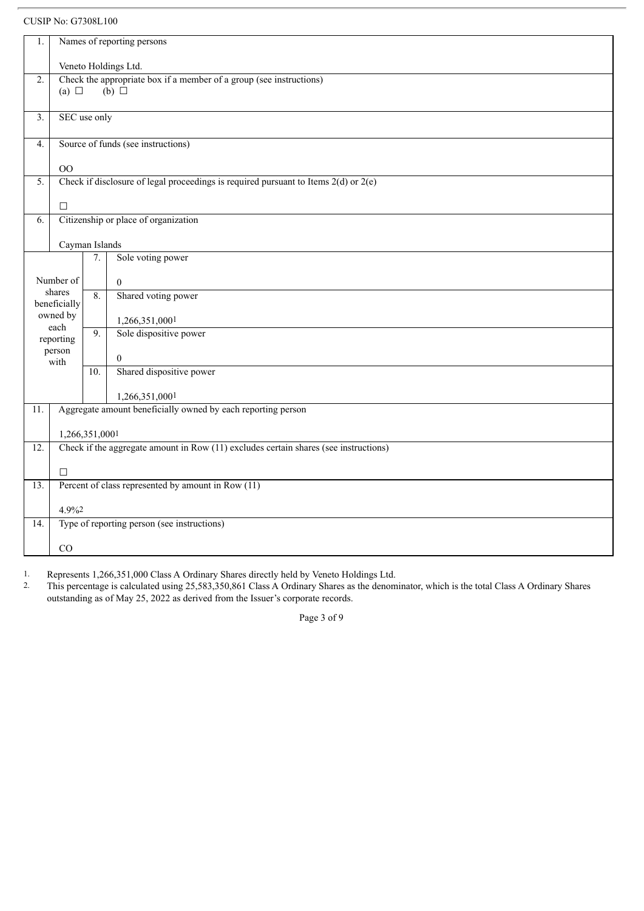CUSIP No: G7308L100

| | | | |
|---|---|---|---|
| 1. | Names of reporting persons<br><br>Veneto Holdings Ltd. | | |
| 2. | Check the appropriate box if a member of a group (see instructions)<br>(a) ☐ (b) ☐ | | |
| 3. | SEC use only | | |
| 4. | Source of funds (see instructions)<br><br>OO | | |
| 5. | Check if disclosure of legal proceedings is required pursuant to Items 2(d) or 2(e)<br><br>☐ | | |
| 6. | Citizenship or place of organization<br><br>Cayman Islands | | |
| Number of shares beneficially owned by each reporting person with | | 7. | Sole voting power<br><br>0 |
| | | 8. | Shared voting power<br><br>1,266,351,000[1] |
| | | 9. | Sole dispositive power<br><br>0 |
| | | 10. | Shared dispositive power<br><br>1,266,351,000[1] |
| 11. | Aggregate amount beneficially owned by each reporting person<br><br>1,266,351,000[1] | | |
| 12. | Check if the aggregate amount in Row (11) excludes certain shares (see instructions)<br><br>☐ | | |
| 13. | Percent of class represented by amount in Row (11)<br><br>4.9%[2] | | |
| 14. | Type of reporting person (see instructions)<br><br>CO | | |

1. Represents 1,266,351,000 Class A Ordinary Shares directly held by Veneto Holdings Ltd.
2. This percentage is calculated using 25,583,350,861 Class A Ordinary Shares as the denominator, which is the total Class A Ordinary Shares outstanding as of May 25, 2022 as derived from the Issuer's corporate records.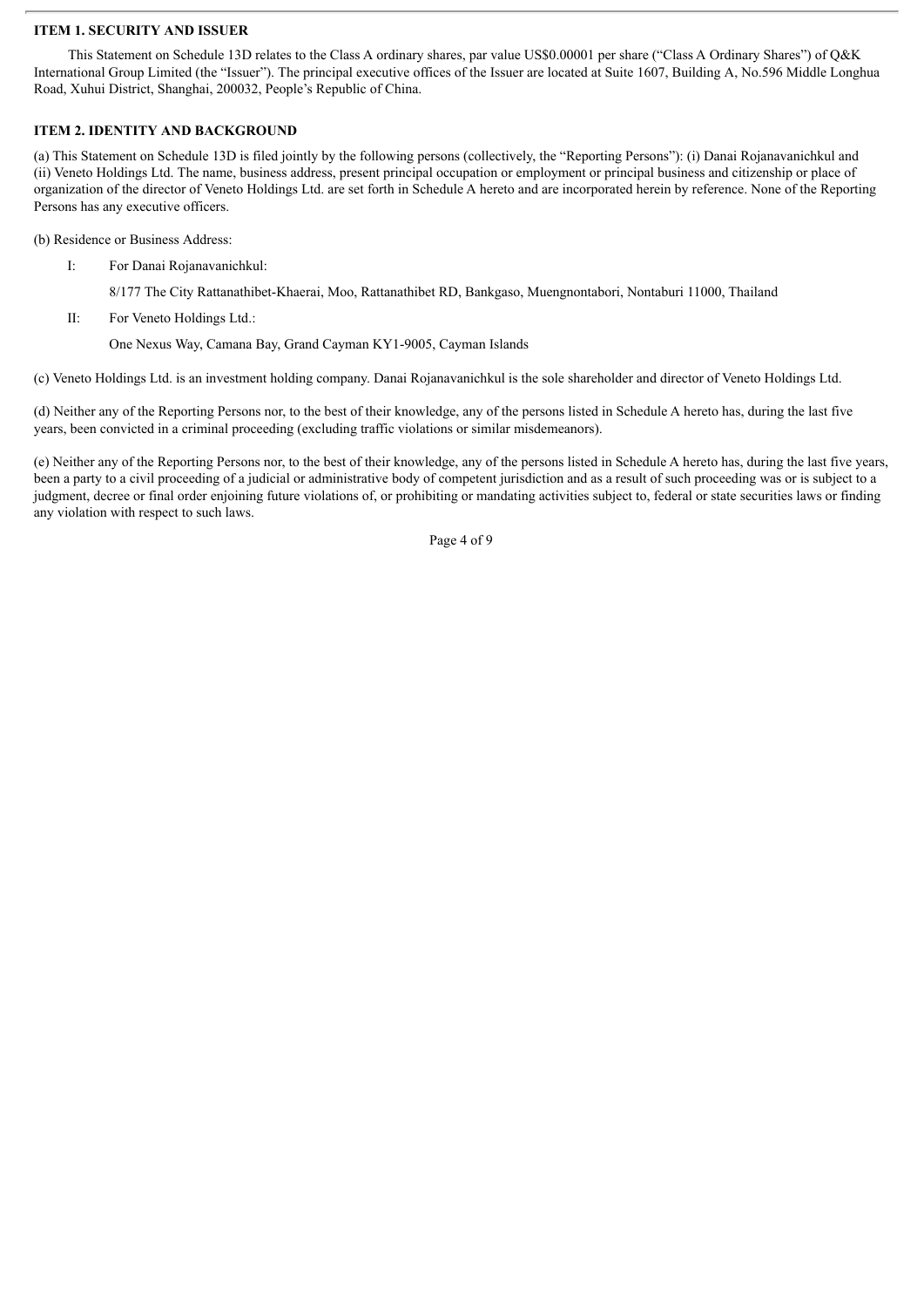### ITEM 1. SECURITY AND ISSUER

This Statement on Schedule 13D relates to the Class A ordinary shares, par value US$0.00001 per share ("Class A Ordinary Shares") of Q&K International Group Limited (the "Issuer"). The principal executive offices of the Issuer are located at Suite 1607, Building A, No.596 Middle Longhua Road, Xuhui District, Shanghai, 200032, People's Republic of China.

### ITEM 2. IDENTITY AND BACKGROUND

(a) This Statement on Schedule 13D is filed jointly by the following persons (collectively, the "Reporting Persons"): (i) Danai Rojanavanichkul and (ii) Veneto Holdings Ltd. The name, business address, present principal occupation or employment or principal business and citizenship or place of organization of the director of Veneto Holdings Ltd. are set forth in Schedule A hereto and are incorporated herein by reference. None of the Reporting Persons has any executive officers.

(b) Residence or Business Address:

I: For Danai Rojanavanichkul:

8/177 The City Rattanathibet-Khaerai, Moo, Rattanathibet RD, Bankgaso, Muengnontabori, Nontaburi 11000, Thailand

II: For Veneto Holdings Ltd.:

One Nexus Way, Camana Bay, Grand Cayman KY1-9005, Cayman Islands

(c) Veneto Holdings Ltd. is an investment holding company. Danai Rojanavanichkul is the sole shareholder and director of Veneto Holdings Ltd.

(d) Neither any of the Reporting Persons nor, to the best of their knowledge, any of the persons listed in Schedule A hereto has, during the last five years, been convicted in a criminal proceeding (excluding traffic violations or similar misdemeanors).

(e) Neither any of the Reporting Persons nor, to the best of their knowledge, any of the persons listed in Schedule A hereto has, during the last five years, been a party to a civil proceeding of a judicial or administrative body of competent jurisdiction and as a result of such proceeding was or is subject to a judgment, decree or final order enjoining future violations of, or prohibiting or mandating activities subject to, federal or state securities laws or finding any violation with respect to such laws.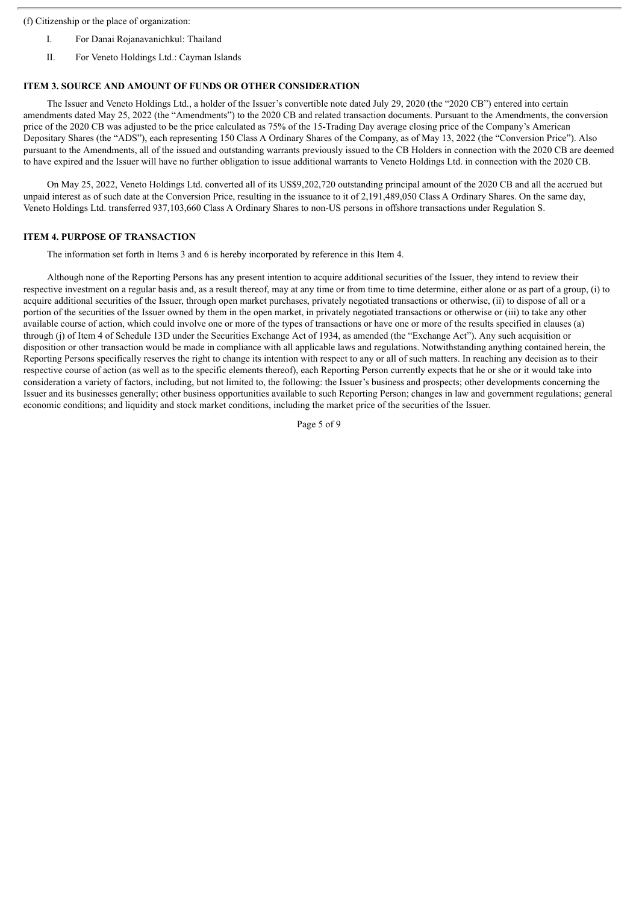(f) Citizenship or the place of organization:

I. For Danai Rojanavanichkul: Thailand

II. For Veneto Holdings Ltd.: Cayman Islands

## ITEM 3. SOURCE AND AMOUNT OF FUNDS OR OTHER CONSIDERATION

The Issuer and Veneto Holdings Ltd., a holder of the Issuer's convertible note dated July 29, 2020 (the "2020 CB") entered into certain amendments dated May 25, 2022 (the "Amendments") to the 2020 CB and related transaction documents. Pursuant to the Amendments, the conversion price of the 2020 CB was adjusted to be the price calculated as 75% of the 15-Trading Day average closing price of the Company's American Depositary Shares (the "ADS"), each representing 150 Class A Ordinary Shares of the Company, as of May 13, 2022 (the "Conversion Price"). Also pursuant to the Amendments, all of the issued and outstanding warrants previously issued to the CB Holders in connection with the 2020 CB are deemed to have expired and the Issuer will have no further obligation to issue additional warrants to Veneto Holdings Ltd. in connection with the 2020 CB.

On May 25, 2022, Veneto Holdings Ltd. converted all of its US$9,202,720 outstanding principal amount of the 2020 CB and all the accrued but unpaid interest as of such date at the Conversion Price, resulting in the issuance to it of 2,191,489,050 Class A Ordinary Shares. On the same day, Veneto Holdings Ltd. transferred 937,103,660 Class A Ordinary Shares to non-US persons in offshore transactions under Regulation S.

## ITEM 4. PURPOSE OF TRANSACTION

The information set forth in Items 3 and 6 is hereby incorporated by reference in this Item 4.

Although none of the Reporting Persons has any present intention to acquire additional securities of the Issuer, they intend to review their respective investment on a regular basis and, as a result thereof, may at any time or from time to time determine, either alone or as part of a group, (i) to acquire additional securities of the Issuer, through open market purchases, privately negotiated transactions or otherwise, (ii) to dispose of all or a portion of the securities of the Issuer owned by them in the open market, in privately negotiated transactions or otherwise or (iii) to take any other available course of action, which could involve one or more of the types of transactions or have one or more of the results specified in clauses (a) through (j) of Item 4 of Schedule 13D under the Securities Exchange Act of 1934, as amended (the "Exchange Act"). Any such acquisition or disposition or other transaction would be made in compliance with all applicable laws and regulations. Notwithstanding anything contained herein, the Reporting Persons specifically reserves the right to change its intention with respect to any or all of such matters. In reaching any decision as to their respective course of action (as well as to the specific elements thereof), each Reporting Person currently expects that he or she or it would take into consideration a variety of factors, including, but not limited to, the following: the Issuer's business and prospects; other developments concerning the Issuer and its businesses generally; other business opportunities available to such Reporting Person; changes in law and government regulations; general economic conditions; and liquidity and stock market conditions, including the market price of the securities of the Issuer.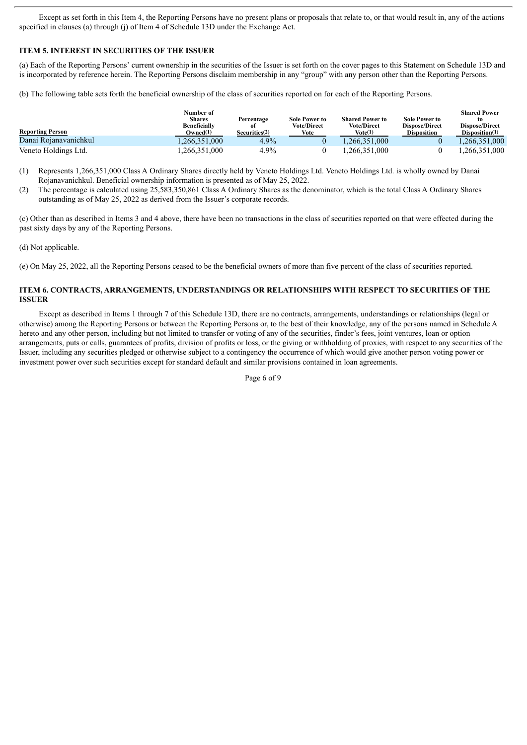Except as set forth in this Item 4, the Reporting Persons have no present plans or proposals that relate to, or that would result in, any of the actions specified in clauses (a) through (j) of Item 4 of Schedule 13D under the Exchange Act.

### ITEM 5. INTEREST IN SECURITIES OF THE ISSUER

(a) Each of the Reporting Persons' current ownership in the securities of the Issuer is set forth on the cover pages to this Statement on Schedule 13D and is incorporated by reference herein. The Reporting Persons disclaim membership in any "group" with any person other than the Reporting Persons.

(b) The following table sets forth the beneficial ownership of the class of securities reported on for each of the Reporting Persons.

| Reporting Person | Number of Shares Beneficially Owned(1) | Percentage of Securities(2) | Sole Power to Vote/Direct Vote | Shared Power to Vote/Direct Vote(1) | Sole Power to Dispose/Direct Disposition | Shared Power to Dispose/Direct Disposition(1) |
|---|---|---|---|---|---|---|
| Danai Rojanavanichkul | 1,266,351,000 | 4.9% | 0 | 1,266,351,000 | 0 | 1,266,351,000 |
| Veneto Holdings Ltd. | 1,266,351,000 | 4.9% | 0 | 1,266,351,000 | 0 | 1,266,351,000 |

(1) Represents 1,266,351,000 Class A Ordinary Shares directly held by Veneto Holdings Ltd. Veneto Holdings Ltd. is wholly owned by Danai Rojanavanichkul. Beneficial ownership information is presented as of May 25, 2022.

(2) The percentage is calculated using 25,583,350,861 Class A Ordinary Shares as the denominator, which is the total Class A Ordinary Shares outstanding as of May 25, 2022 as derived from the Issuer's corporate records.

(c) Other than as described in Items 3 and 4 above, there have been no transactions in the class of securities reported on that were effected during the past sixty days by any of the Reporting Persons.

(d) Not applicable.

(e) On May 25, 2022, all the Reporting Persons ceased to be the beneficial owners of more than five percent of the class of securities reported.

### ITEM 6. CONTRACTS, ARRANGEMENTS, UNDERSTANDINGS OR RELATIONSHIPS WITH RESPECT TO SECURITIES OF THE ISSUER

Except as described in Items 1 through 7 of this Schedule 13D, there are no contracts, arrangements, understandings or relationships (legal or otherwise) among the Reporting Persons or between the Reporting Persons or, to the best of their knowledge, any of the persons named in Schedule A hereto and any other person, including but not limited to transfer or voting of any of the securities, finder's fees, joint ventures, loan or option arrangements, puts or calls, guarantees of profits, division of profits or loss, or the giving or withholding of proxies, with respect to any securities of the Issuer, including any securities pledged or otherwise subject to a contingency the occurrence of which would give another person voting power or investment power over such securities except for standard default and similar provisions contained in loan agreements.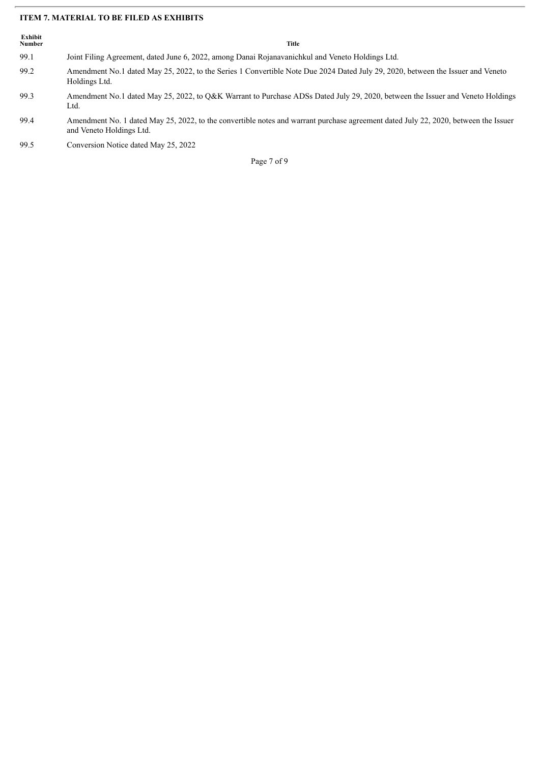## ITEM 7. MATERIAL TO BE FILED AS EXHIBITS

| Exhibit Number | Title |
| --- | --- |
| 99.1 | Joint Filing Agreement, dated June 6, 2022, among Danai Rojanavanichkul and Veneto Holdings Ltd. |
| 99.2 | Amendment No.1 dated May 25, 2022, to the Series 1 Convertible Note Due 2024 Dated July 29, 2020, between the Issuer and Veneto Holdings Ltd. |
| 99.3 | Amendment No.1 dated May 25, 2022, to Q&K Warrant to Purchase ADSs Dated July 29, 2020, between the Issuer and Veneto Holdings Ltd. |
| 99.4 | Amendment No. 1 dated May 25, 2022, to the convertible notes and warrant purchase agreement dated July 22, 2020, between the Issuer and Veneto Holdings Ltd. |
| 99.5 | Conversion Notice dated May 25, 2022 |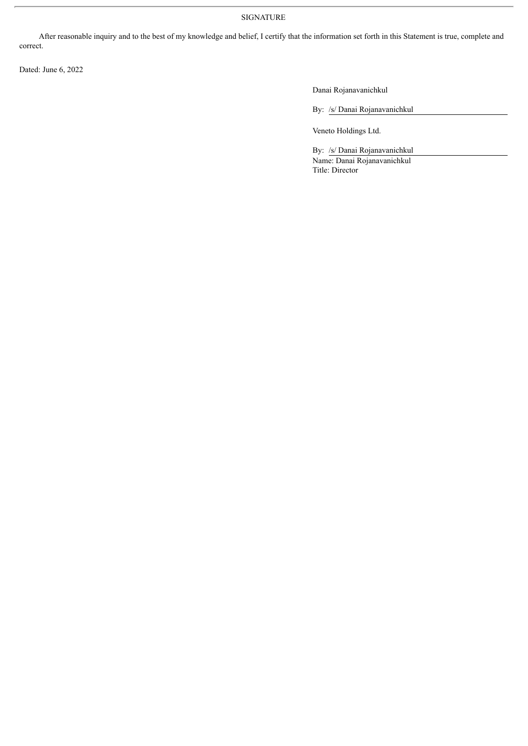SIGNATURE

After reasonable inquiry and to the best of my knowledge and belief, I certify that the information set forth in this Statement is true, complete and correct.

Dated: June 6, 2022

Danai Rojanavanichkul

By: /s/ Danai Rojanavanichkul

Veneto Holdings Ltd.

By: /s/ Danai Rojanavanichkul
Name: Danai Rojanavanichkul
Title: Director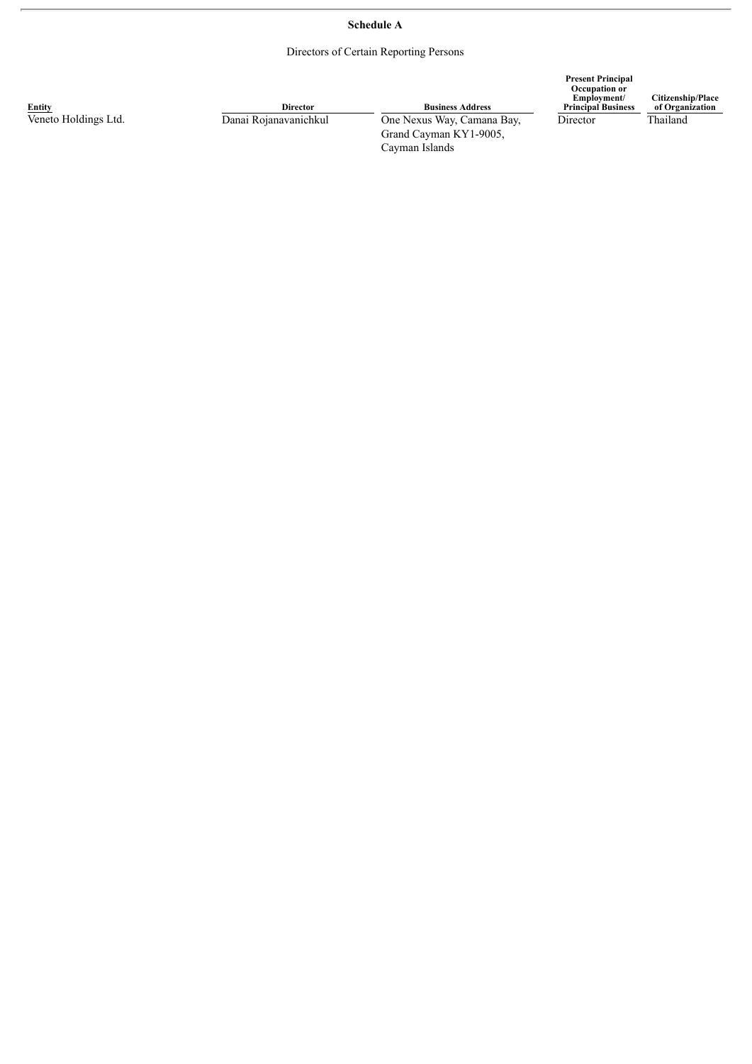**Schedule A**

Directors of Certain Reporting Persons

| Entity | Director | Business Address | Present Principal Occupation or Employment/ Principal Business | Citizenship/Place of Organization |
|---|---|---|---|---|
| Veneto Holdings Ltd. | Danai Rojanavanichkul | One Nexus Way, Camana Bay, Grand Cayman KY1-9005, Cayman Islands | Director | Thailand |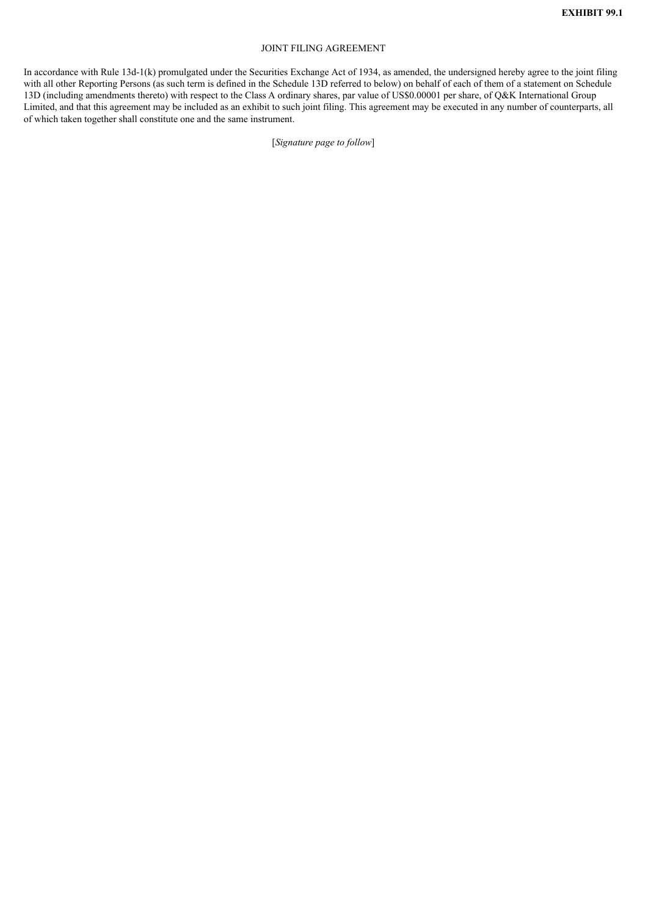**EXHIBIT 99.1**

JOINT FILING AGREEMENT

In accordance with Rule 13d-1(k) promulgated under the Securities Exchange Act of 1934, as amended, the undersigned hereby agree to the joint filing with all other Reporting Persons (as such term is defined in the Schedule 13D referred to below) on behalf of each of them of a statement on Schedule 13D (including amendments thereto) with respect to the Class A ordinary shares, par value of US$0.00001 per share, of Q&K International Group Limited, and that this agreement may be included as an exhibit to such joint filing. This agreement may be executed in any number of counterparts, all of which taken together shall constitute one and the same instrument.

[*Signature page to follow*]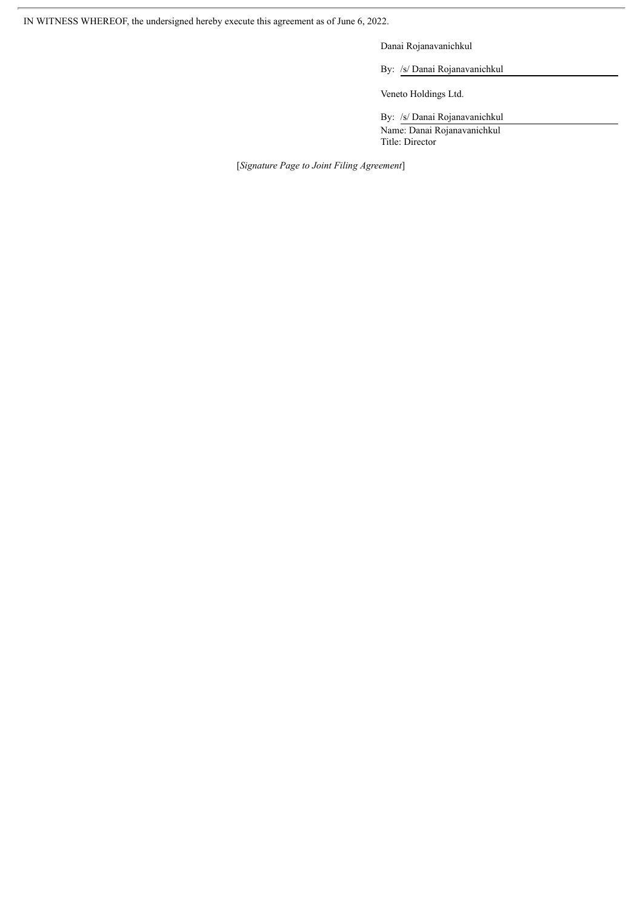IN WITNESS WHEREOF, the undersigned hereby execute this agreement as of June 6, 2022.

Danai Rojanavanichkul

By: /s/ Danai Rojanavanichkul

Veneto Holdings Ltd.

By: /s/ Danai Rojanavanichkul
Name: Danai Rojanavanichkul
Title: Director

[*Signature Page to Joint Filing Agreement*]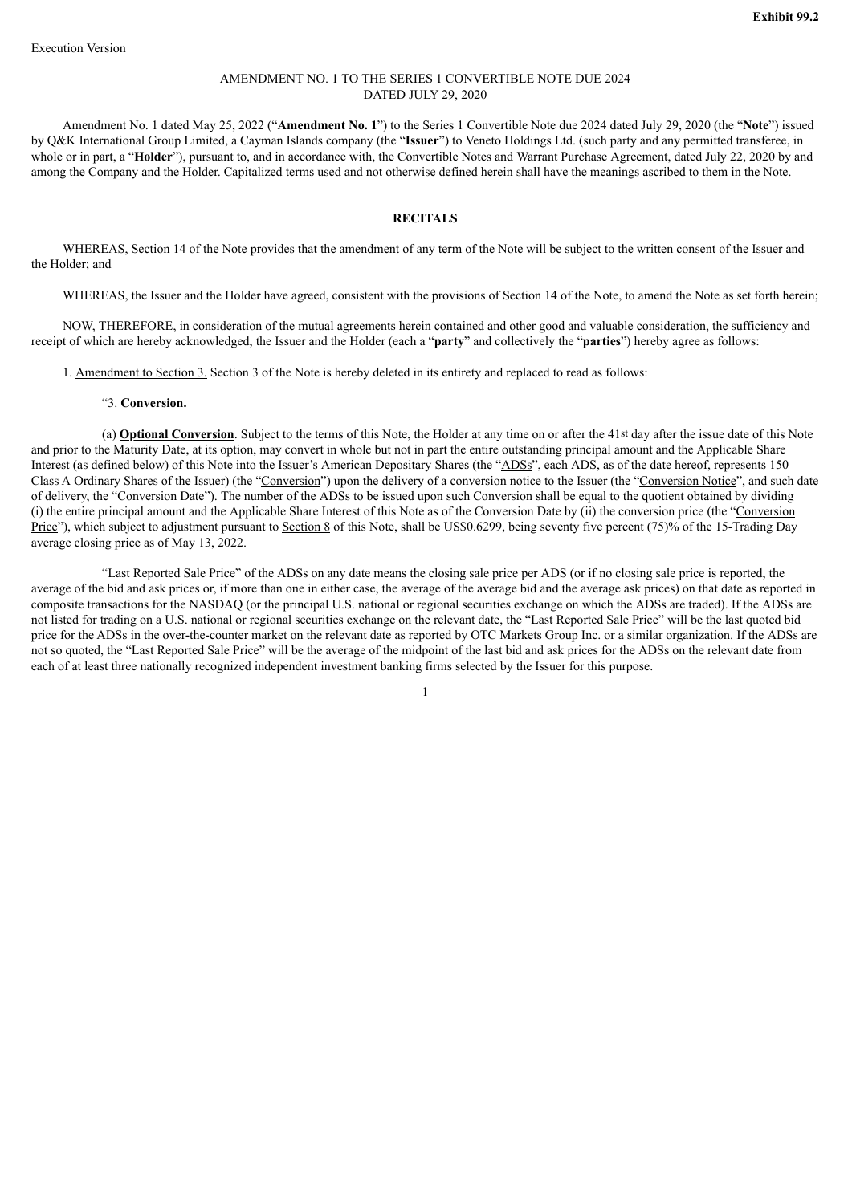**Exhibit 99.2**

Execution Version

AMENDMENT NO. 1 TO THE SERIES 1 CONVERTIBLE NOTE DUE 2024
DATED JULY 29, 2020

Amendment No. 1 dated May 25, 2022 ("**Amendment No. 1**") to the Series 1 Convertible Note due 2024 dated July 29, 2020 (the "**Note**") issued by Q&K International Group Limited, a Cayman Islands company (the "**Issuer**") to Veneto Holdings Ltd. (such party and any permitted transferee, in whole or in part, a "**Holder**"), pursuant to, and in accordance with, the Convertible Notes and Warrant Purchase Agreement, dated July 22, 2020 by and among the Company and the Holder. Capitalized terms used and not otherwise defined herein shall have the meanings ascribed to them in the Note.

## RECITALS

WHEREAS, Section 14 of the Note provides that the amendment of any term of the Note will be subject to the written consent of the Issuer and the Holder; and

WHEREAS, the Issuer and the Holder have agreed, consistent with the provisions of Section 14 of the Note, to amend the Note as set forth herein;

NOW, THEREFORE, in consideration of the mutual agreements herein contained and other good and valuable consideration, the sufficiency and receipt of which are hereby acknowledged, the Issuer and the Holder (each a "**party**" and collectively the "**parties**") hereby agree as follows:

1. Amendment to Section 3. Section 3 of the Note is hereby deleted in its entirety and replaced to read as follows:

"3. **Conversion.**

(a) **Optional Conversion**. Subject to the terms of this Note, the Holder at any time on or after the 41st day after the issue date of this Note and prior to the Maturity Date, at its option, may convert in whole but not in part the entire outstanding principal amount and the Applicable Share Interest (as defined below) of this Note into the Issuer's American Depositary Shares (the "ADSs", each ADS, as of the date hereof, represents 150 Class A Ordinary Shares of the Issuer) (the "Conversion") upon the delivery of a conversion notice to the Issuer (the "Conversion Notice", and such date of delivery, the "Conversion Date"). The number of the ADSs to be issued upon such Conversion shall be equal to the quotient obtained by dividing (i) the entire principal amount and the Applicable Share Interest of this Note as of the Conversion Date by (ii) the conversion price (the "Conversion Price"), which subject to adjustment pursuant to Section 8 of this Note, shall be US$0.6299, being seventy five percent (75)% of the 15-Trading Day average closing price as of May 13, 2022.

"Last Reported Sale Price" of the ADSs on any date means the closing sale price per ADS (or if no closing sale price is reported, the average of the bid and ask prices or, if more than one in either case, the average of the average bid and the average ask prices) on that date as reported in composite transactions for the NASDAQ (or the principal U.S. national or regional securities exchange on which the ADSs are traded). If the ADSs are not listed for trading on a U.S. national or regional securities exchange on the relevant date, the "Last Reported Sale Price" will be the last quoted bid price for the ADSs in the over-the-counter market on the relevant date as reported by OTC Markets Group Inc. or a similar organization. If the ADSs are not so quoted, the "Last Reported Sale Price" will be the average of the midpoint of the last bid and ask prices for the ADSs on the relevant date from each of at least three nationally recognized independent investment banking firms selected by the Issuer for this purpose.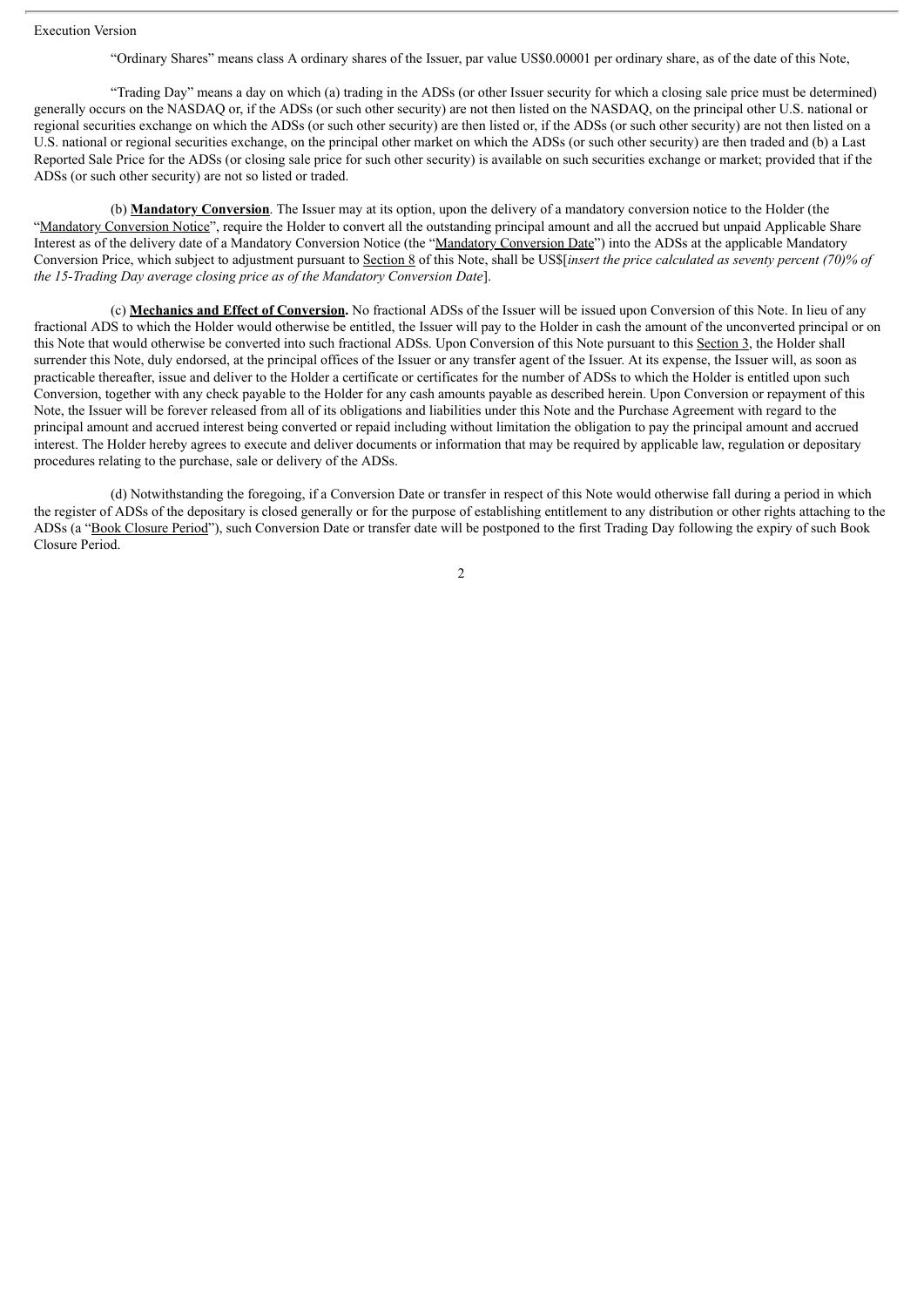"Ordinary Shares" means class A ordinary shares of the Issuer, par value US$0.00001 per ordinary share, as of the date of this Note,

"Trading Day" means a day on which (a) trading in the ADSs (or other Issuer security for which a closing sale price must be determined) generally occurs on the NASDAQ or, if the ADSs (or such other security) are not then listed on the NASDAQ, on the principal other U.S. national or regional securities exchange on which the ADSs (or such other security) are then listed or, if the ADSs (or such other security) are not then listed on a U.S. national or regional securities exchange, on the principal other market on which the ADSs (or such other security) are then traded and (b) a Last Reported Sale Price for the ADSs (or closing sale price for such other security) is available on such securities exchange or market; provided that if the ADSs (or such other security) are not so listed or traded.

(b) **Mandatory Conversion**. The Issuer may at its option, upon the delivery of a mandatory conversion notice to the Holder (the "Mandatory Conversion Notice", require the Holder to convert all the outstanding principal amount and all the accrued but unpaid Applicable Share Interest as of the delivery date of a Mandatory Conversion Notice (the "Mandatory Conversion Date") into the ADSs at the applicable Mandatory Conversion Price, which subject to adjustment pursuant to Section 8 of this Note, shall be US$[*insert the price calculated as seventy percent (70)% of the 15-Trading Day average closing price as of the Mandatory Conversion Date*].

(c) **Mechanics and Effect of Conversion.** No fractional ADSs of the Issuer will be issued upon Conversion of this Note. In lieu of any fractional ADS to which the Holder would otherwise be entitled, the Issuer will pay to the Holder in cash the amount of the unconverted principal or on this Note that would otherwise be converted into such fractional ADSs. Upon Conversion of this Note pursuant to this Section 3, the Holder shall surrender this Note, duly endorsed, at the principal offices of the Issuer or any transfer agent of the Issuer. At its expense, the Issuer will, as soon as practicable thereafter, issue and deliver to the Holder a certificate or certificates for the number of ADSs to which the Holder is entitled upon such Conversion, together with any check payable to the Holder for any cash amounts payable as described herein. Upon Conversion or repayment of this Note, the Issuer will be forever released from all of its obligations and liabilities under this Note and the Purchase Agreement with regard to the principal amount and accrued interest being converted or repaid including without limitation the obligation to pay the principal amount and accrued interest. The Holder hereby agrees to execute and deliver documents or information that may be required by applicable law, regulation or depositary procedures relating to the purchase, sale or delivery of the ADSs.

(d) Notwithstanding the foregoing, if a Conversion Date or transfer in respect of this Note would otherwise fall during a period in which the register of ADSs of the depositary is closed generally or for the purpose of establishing entitlement to any distribution or other rights attaching to the ADSs (a "Book Closure Period"), such Conversion Date or transfer date will be postponed to the first Trading Day following the expiry of such Book Closure Period.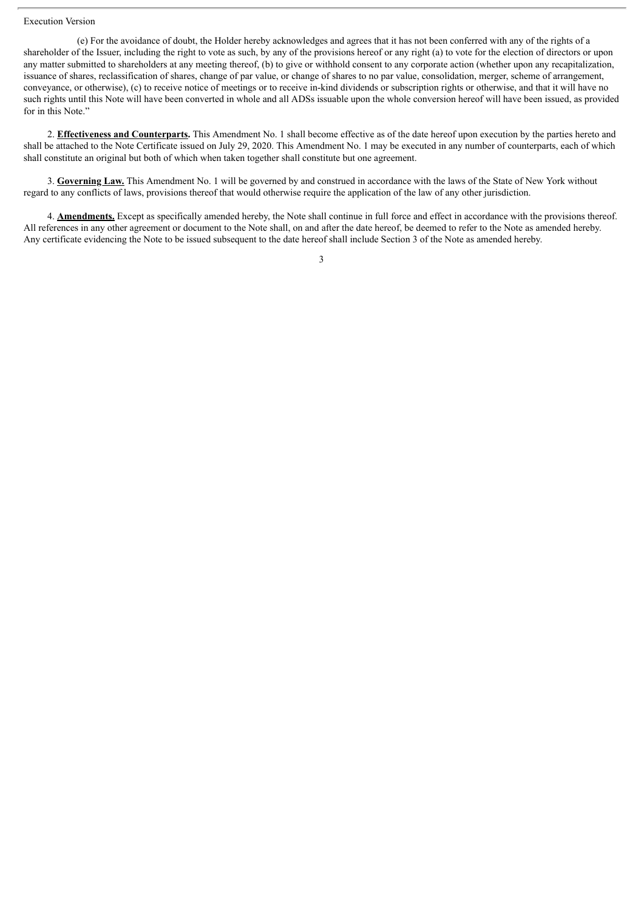(e) For the avoidance of doubt, the Holder hereby acknowledges and agrees that it has not been conferred with any of the rights of a shareholder of the Issuer, including the right to vote as such, by any of the provisions hereof or any right (a) to vote for the election of directors or upon any matter submitted to shareholders at any meeting thereof, (b) to give or withhold consent to any corporate action (whether upon any recapitalization, issuance of shares, reclassification of shares, change of par value, or change of shares to no par value, consolidation, merger, scheme of arrangement, conveyance, or otherwise), (c) to receive notice of meetings or to receive in-kind dividends or subscription rights or otherwise, and that it will have no such rights until this Note will have been converted in whole and all ADSs issuable upon the whole conversion hereof will have been issued, as provided for in this Note."

2. **Effectiveness and Counterparts.** This Amendment No. 1 shall become effective as of the date hereof upon execution by the parties hereto and shall be attached to the Note Certificate issued on July 29, 2020. This Amendment No. 1 may be executed in any number of counterparts, each of which shall constitute an original but both of which when taken together shall constitute but one agreement.

3. **Governing Law.** This Amendment No. 1 will be governed by and construed in accordance with the laws of the State of New York without regard to any conflicts of laws, provisions thereof that would otherwise require the application of the law of any other jurisdiction.

4. **Amendments.** Except as specifically amended hereby, the Note shall continue in full force and effect in accordance with the provisions thereof. All references in any other agreement or document to the Note shall, on and after the date hereof, be deemed to refer to the Note as amended hereby. Any certificate evidencing the Note to be issued subsequent to the date hereof shall include Section 3 of the Note as amended hereby.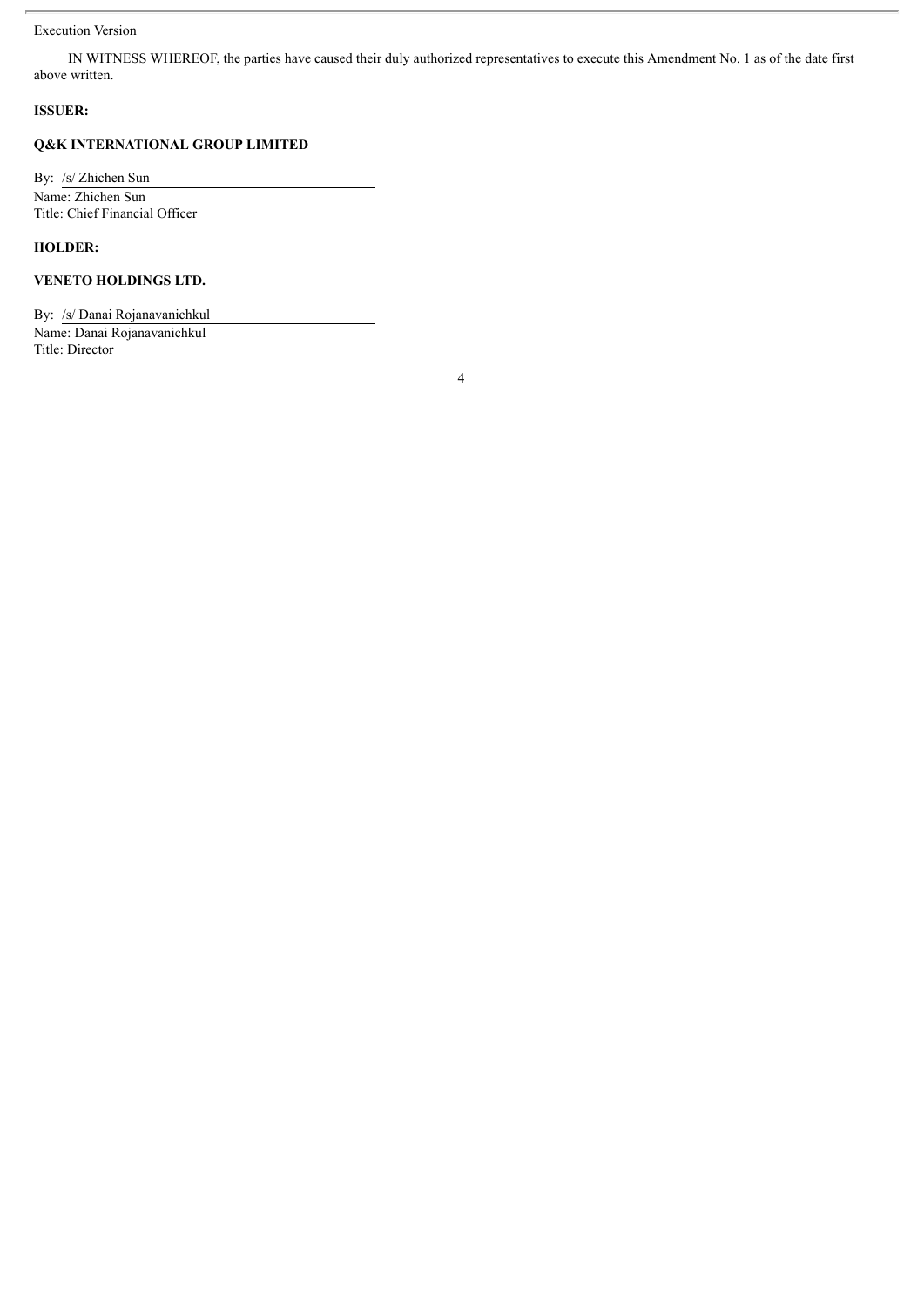Execution Version

IN WITNESS WHEREOF, the parties have caused their duly authorized representatives to execute this Amendment No. 1 as of the date first above written.

**ISSUER:**

**Q&K INTERNATIONAL GROUP LIMITED**

By: /s/ Zhichen Sun
Name: Zhichen Sun
Title: Chief Financial Officer

**HOLDER:**

**VENETO HOLDINGS LTD.**

By: /s/ Danai Rojanavanichkul
Name: Danai Rojanavanichkul
Title: Director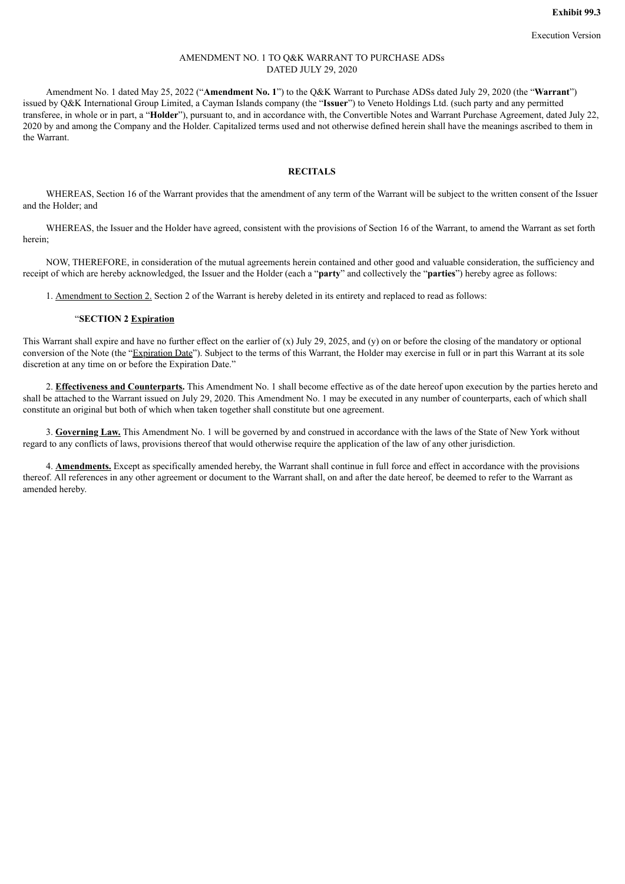**Exhibit 99.3**

Execution Version

AMENDMENT NO. 1 TO Q&K WARRANT TO PURCHASE ADSs
DATED JULY 29, 2020

Amendment No. 1 dated May 25, 2022 ("**Amendment No. 1**") to the Q&K Warrant to Purchase ADSs dated July 29, 2020 (the "**Warrant**") issued by Q&K International Group Limited, a Cayman Islands company (the "**Issuer**") to Veneto Holdings Ltd. (such party and any permitted transferee, in whole or in part, a "**Holder**"), pursuant to, and in accordance with, the Convertible Notes and Warrant Purchase Agreement, dated July 22, 2020 by and among the Company and the Holder. Capitalized terms used and not otherwise defined herein shall have the meanings ascribed to them in the Warrant.

**RECITALS**

WHEREAS, Section 16 of the Warrant provides that the amendment of any term of the Warrant will be subject to the written consent of the Issuer and the Holder; and

WHEREAS, the Issuer and the Holder have agreed, consistent with the provisions of Section 16 of the Warrant, to amend the Warrant as set forth herein;

NOW, THEREFORE, in consideration of the mutual agreements herein contained and other good and valuable consideration, the sufficiency and receipt of which are hereby acknowledged, the Issuer and the Holder (each a "**party**" and collectively the "**parties**") hereby agree as follows:

1. Amendment to Section 2. Section 2 of the Warrant is hereby deleted in its entirety and replaced to read as follows:

"**SECTION 2 Expiration**

This Warrant shall expire and have no further effect on the earlier of (x) July 29, 2025, and (y) on or before the closing of the mandatory or optional conversion of the Note (the "Expiration Date"). Subject to the terms of this Warrant, the Holder may exercise in full or in part this Warrant at its sole discretion at any time on or before the Expiration Date."

2. **Effectiveness and Counterparts.** This Amendment No. 1 shall become effective as of the date hereof upon execution by the parties hereto and shall be attached to the Warrant issued on July 29, 2020. This Amendment No. 1 may be executed in any number of counterparts, each of which shall constitute an original but both of which when taken together shall constitute but one agreement.

3. **Governing Law.** This Amendment No. 1 will be governed by and construed in accordance with the laws of the State of New York without regard to any conflicts of laws, provisions thereof that would otherwise require the application of the law of any other jurisdiction.

4. **Amendments.** Except as specifically amended hereby, the Warrant shall continue in full force and effect in accordance with the provisions thereof. All references in any other agreement or document to the Warrant shall, on and after the date hereof, be deemed to refer to the Warrant as amended hereby.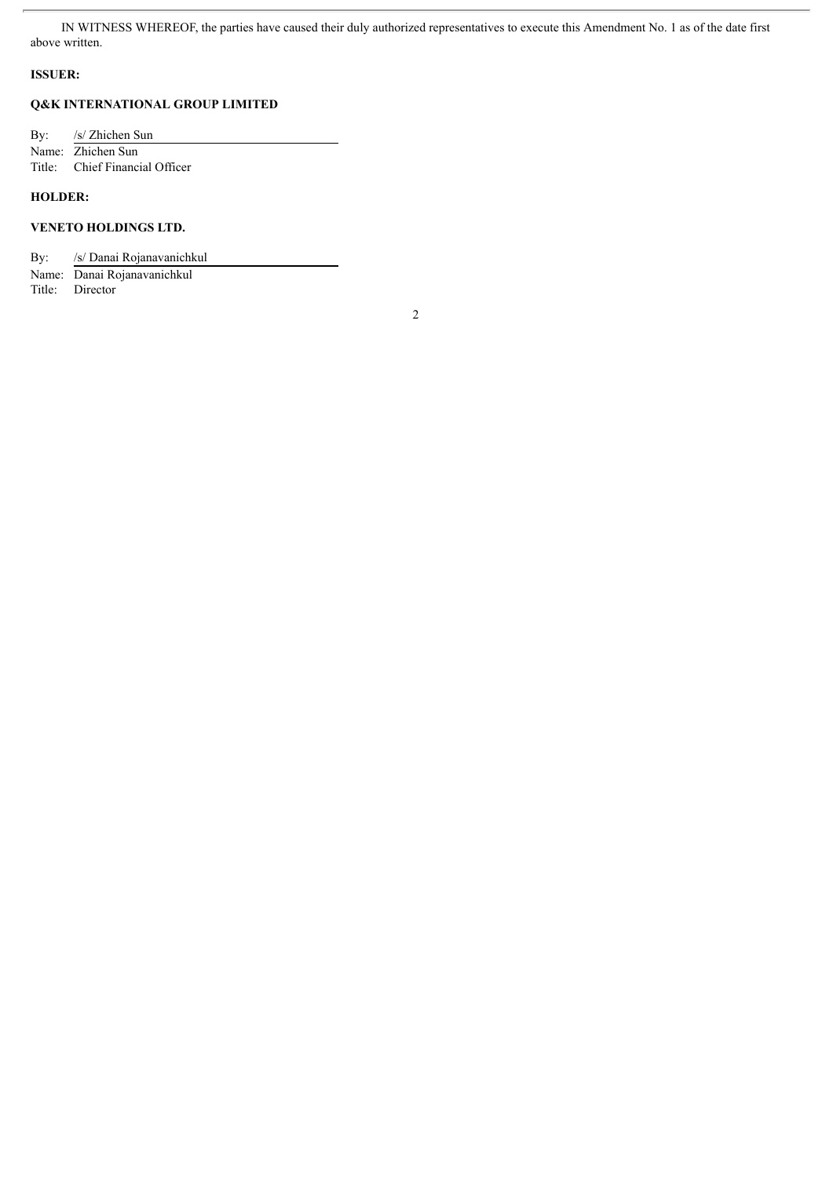IN WITNESS WHEREOF, the parties have caused their duly authorized representatives to execute this Amendment No. 1 as of the date first above written.

**ISSUER:**

**Q&K INTERNATIONAL GROUP LIMITED**

By: /s/ Zhichen Sun
Name: Zhichen Sun
Title: Chief Financial Officer

**HOLDER:**

**VENETO HOLDINGS LTD.**

By: /s/ Danai Rojanavanichkul
Name: Danai Rojanavanichkul
Title: Director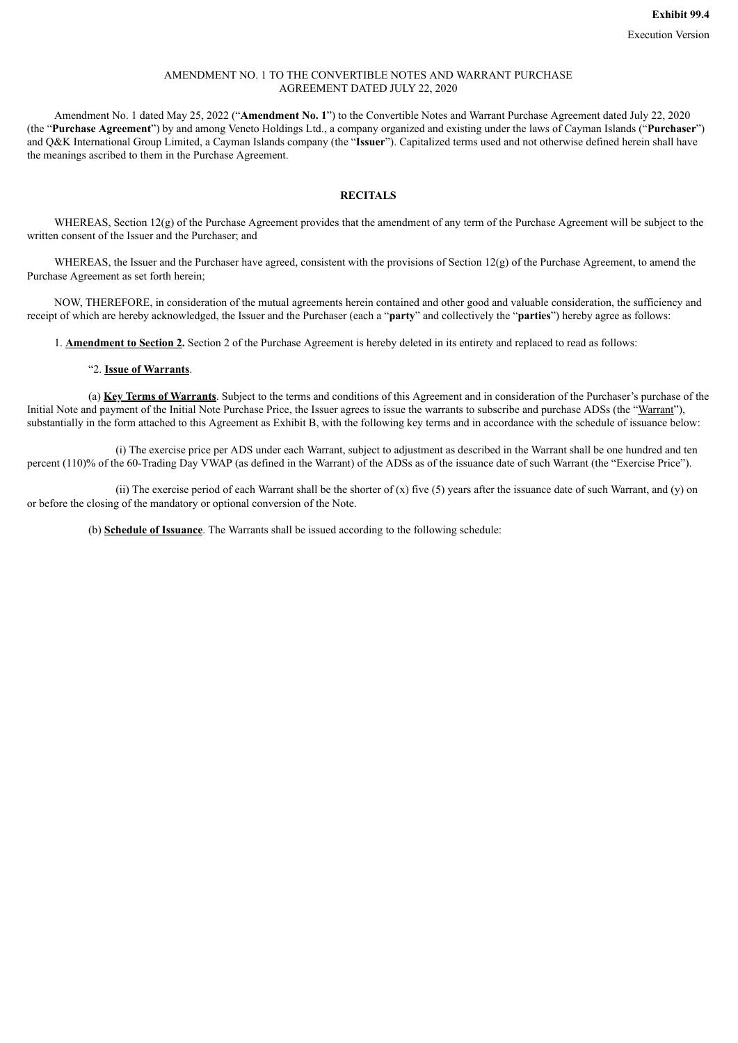**Exhibit 99.4**

Execution Version

AMENDMENT NO. 1 TO THE CONVERTIBLE NOTES AND WARRANT PURCHASE AGREEMENT DATED JULY 22, 2020

Amendment No. 1 dated May 25, 2022 ("**Amendment No. 1**") to the Convertible Notes and Warrant Purchase Agreement dated July 22, 2020 (the "**Purchase Agreement**") by and among Veneto Holdings Ltd., a company organized and existing under the laws of Cayman Islands ("**Purchaser**") and Q&K International Group Limited, a Cayman Islands company (the "**Issuer**"). Capitalized terms used and not otherwise defined herein shall have the meanings ascribed to them in the Purchase Agreement.

**RECITALS**

WHEREAS, Section 12(g) of the Purchase Agreement provides that the amendment of any term of the Purchase Agreement will be subject to the written consent of the Issuer and the Purchaser; and

WHEREAS, the Issuer and the Purchaser have agreed, consistent with the provisions of Section 12(g) of the Purchase Agreement, to amend the Purchase Agreement as set forth herein;

NOW, THEREFORE, in consideration of the mutual agreements herein contained and other good and valuable consideration, the sufficiency and receipt of which are hereby acknowledged, the Issuer and the Purchaser (each a "**party**" and collectively the "**parties**") hereby agree as follows:

1. **Amendment to Section 2.** Section 2 of the Purchase Agreement is hereby deleted in its entirety and replaced to read as follows:

"2. **Issue of Warrants**.

(a) **Key Terms of Warrants**. Subject to the terms and conditions of this Agreement and in consideration of the Purchaser's purchase of the Initial Note and payment of the Initial Note Purchase Price, the Issuer agrees to issue the warrants to subscribe and purchase ADSs (the "Warrant"), substantially in the form attached to this Agreement as Exhibit B, with the following key terms and in accordance with the schedule of issuance below:

(i) The exercise price per ADS under each Warrant, subject to adjustment as described in the Warrant shall be one hundred and ten percent (110)% of the 60-Trading Day VWAP (as defined in the Warrant) of the ADSs as of the issuance date of such Warrant (the "Exercise Price").

(ii) The exercise period of each Warrant shall be the shorter of (x) five (5) years after the issuance date of such Warrant, and (y) on or before the closing of the mandatory or optional conversion of the Note.

(b) **Schedule of Issuance**. The Warrants shall be issued according to the following schedule: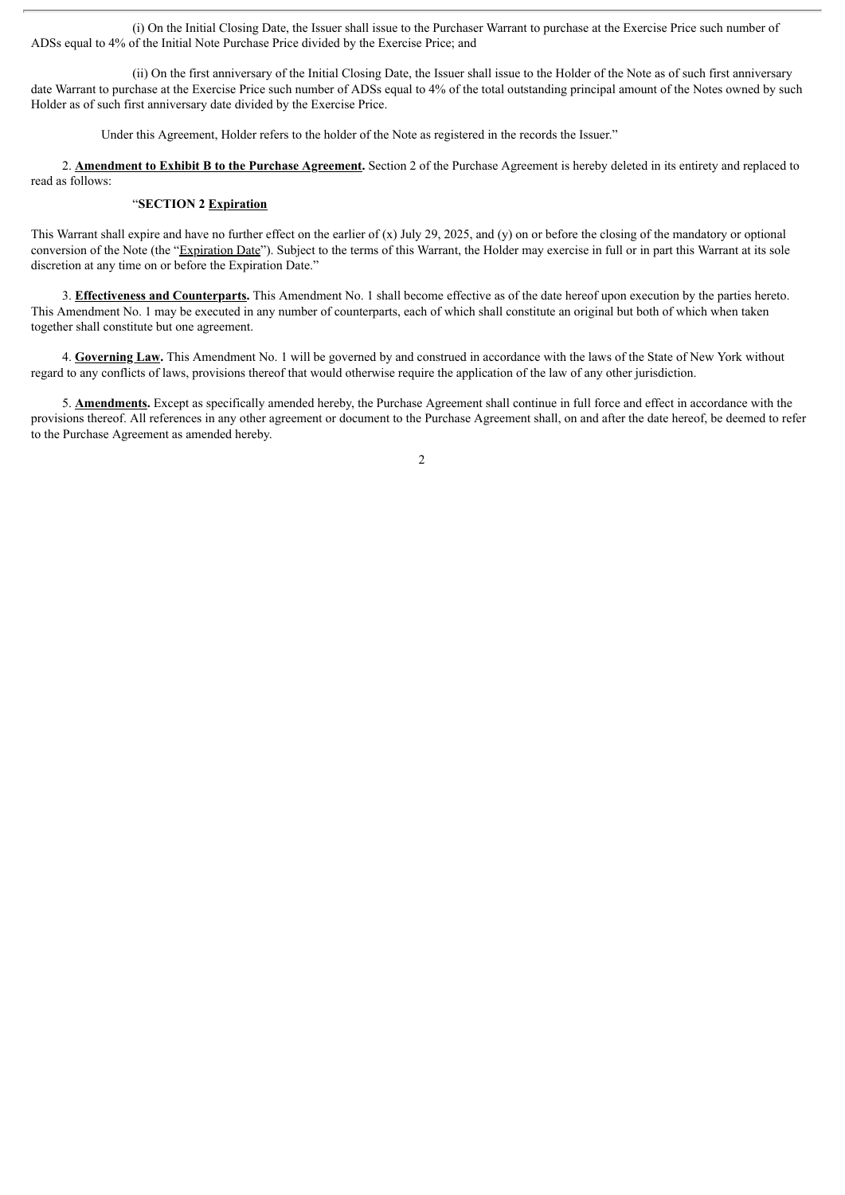(i) On the Initial Closing Date, the Issuer shall issue to the Purchaser Warrant to purchase at the Exercise Price such number of ADSs equal to 4% of the Initial Note Purchase Price divided by the Exercise Price; and

(ii) On the first anniversary of the Initial Closing Date, the Issuer shall issue to the Holder of the Note as of such first anniversary date Warrant to purchase at the Exercise Price such number of ADSs equal to 4% of the total outstanding principal amount of the Notes owned by such Holder as of such first anniversary date divided by the Exercise Price.

Under this Agreement, Holder refers to the holder of the Note as registered in the records the Issuer."

2. **Amendment to Exhibit B to the Purchase Agreement.** Section 2 of the Purchase Agreement is hereby deleted in its entirety and replaced to read as follows:

"**SECTION 2 Expiration**

This Warrant shall expire and have no further effect on the earlier of (x) July 29, 2025, and (y) on or before the closing of the mandatory or optional conversion of the Note (the "Expiration Date"). Subject to the terms of this Warrant, the Holder may exercise in full or in part this Warrant at its sole discretion at any time on or before the Expiration Date."

3. **Effectiveness and Counterparts.** This Amendment No. 1 shall become effective as of the date hereof upon execution by the parties hereto. This Amendment No. 1 may be executed in any number of counterparts, each of which shall constitute an original but both of which when taken together shall constitute but one agreement.

4. **Governing Law.** This Amendment No. 1 will be governed by and construed in accordance with the laws of the State of New York without regard to any conflicts of laws, provisions thereof that would otherwise require the application of the law of any other jurisdiction.

5. **Amendments.** Except as specifically amended hereby, the Purchase Agreement shall continue in full force and effect in accordance with the provisions thereof. All references in any other agreement or document to the Purchase Agreement shall, on and after the date hereof, be deemed to refer to the Purchase Agreement as amended hereby.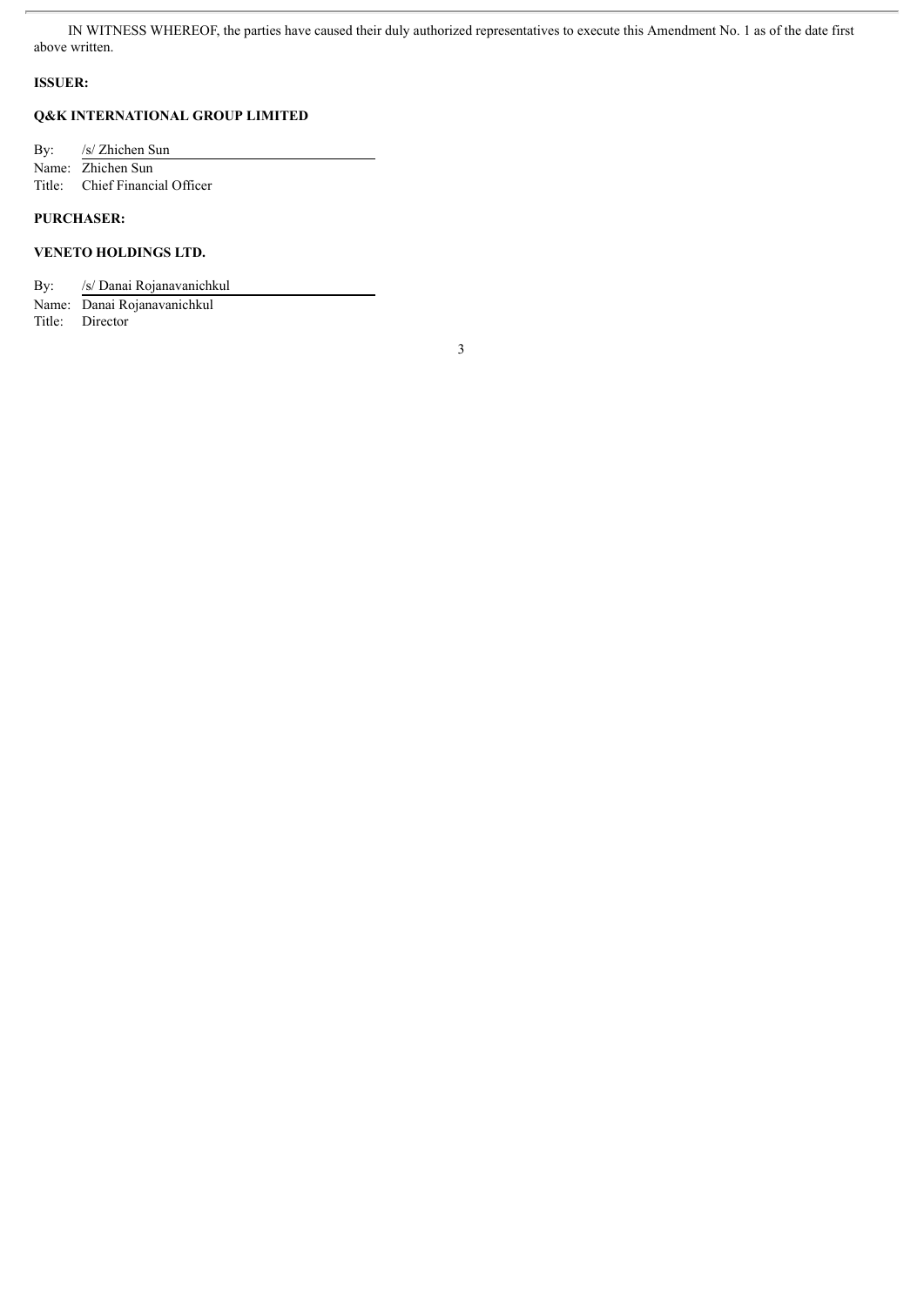IN WITNESS WHEREOF, the parties have caused their duly authorized representatives to execute this Amendment No. 1 as of the date first above written.

**ISSUER:**

**Q&K INTERNATIONAL GROUP LIMITED**

By: /s/ Zhichen Sun

Name: Zhichen Sun

Title: Chief Financial Officer

**PURCHASER:**

**VENETO HOLDINGS LTD.**

By: /s/ Danai Rojanavanichkul

Name: Danai Rojanavanichkul

Title: Director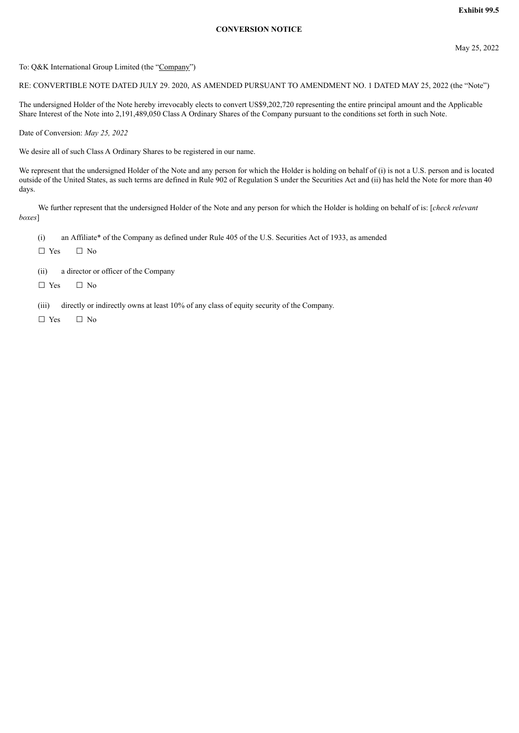Exhibit 99.5

**CONVERSION NOTICE**

May 25, 2022

To: Q&K International Group Limited (the "Company")

RE: CONVERTIBLE NOTE DATED JULY 29. 2020, AS AMENDED PURSUANT TO AMENDMENT NO. 1 DATED MAY 25, 2022 (the "Note")

The undersigned Holder of the Note hereby irrevocably elects to convert US$9,202,720 representing the entire principal amount and the Applicable Share Interest of the Note into 2,191,489,050 Class A Ordinary Shares of the Company pursuant to the conditions set forth in such Note.

Date of Conversion: *May 25, 2022*

We desire all of such Class A Ordinary Shares to be registered in our name.

We represent that the undersigned Holder of the Note and any person for which the Holder is holding on behalf of (i) is not a U.S. person and is located outside of the United States, as such terms are defined in Rule 902 of Regulation S under the Securities Act and (ii) has held the Note for more than 40 days.

We further represent that the undersigned Holder of the Note and any person for which the Holder is holding on behalf of is: [*check relevant boxes*]

(i) an Affiliate* of the Company as defined under Rule 405 of the U.S. Securities Act of 1933, as amended

☐ Yes ☐ No

(ii) a director or officer of the Company

☐ Yes ☐ No

(iii) directly or indirectly owns at least 10% of any class of equity security of the Company.

☐ Yes ☐ No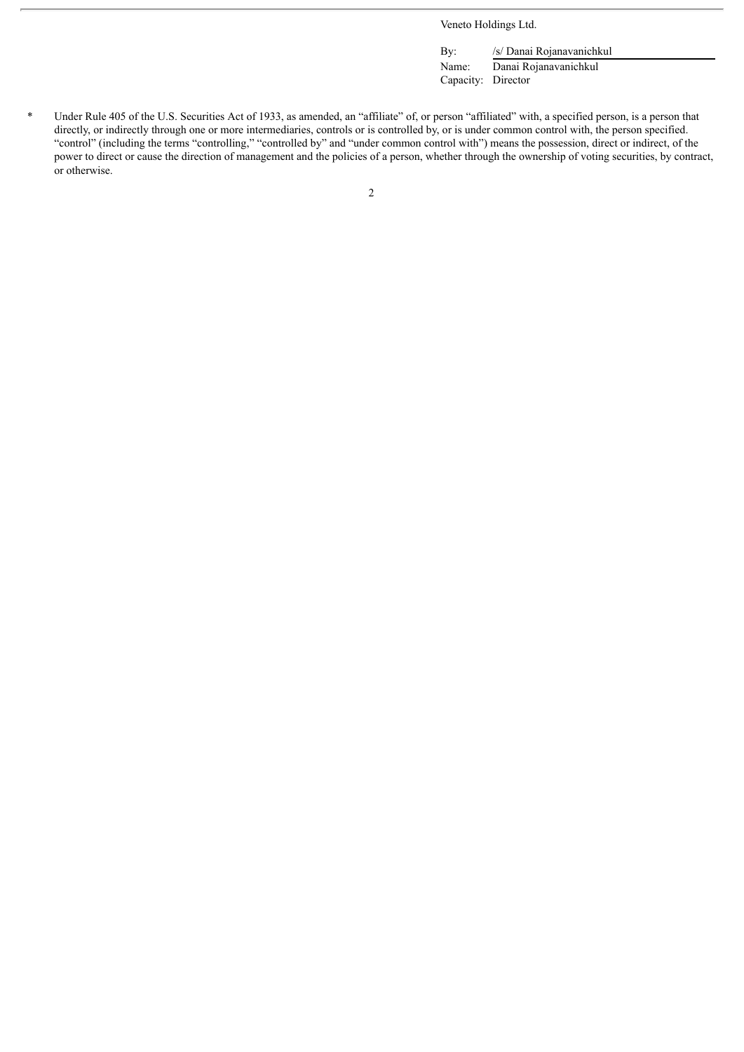Veneto Holdings Ltd.

By: /s/ Danai Rojanavanichkul  
Name: Danai Rojanavanichkul  
Capacity: Director

\* Under Rule 405 of the U.S. Securities Act of 1933, as amended, an "affiliate" of, or person "affiliated" with, a specified person, is a person that directly, or indirectly through one or more intermediaries, controls or is controlled by, or is under common control with, the person specified. "control" (including the terms "controlling," "controlled by" and "under common control with") means the possession, direct or indirect, of the power to direct or cause the direction of management and the policies of a person, whether through the ownership of voting securities, by contract, or otherwise.